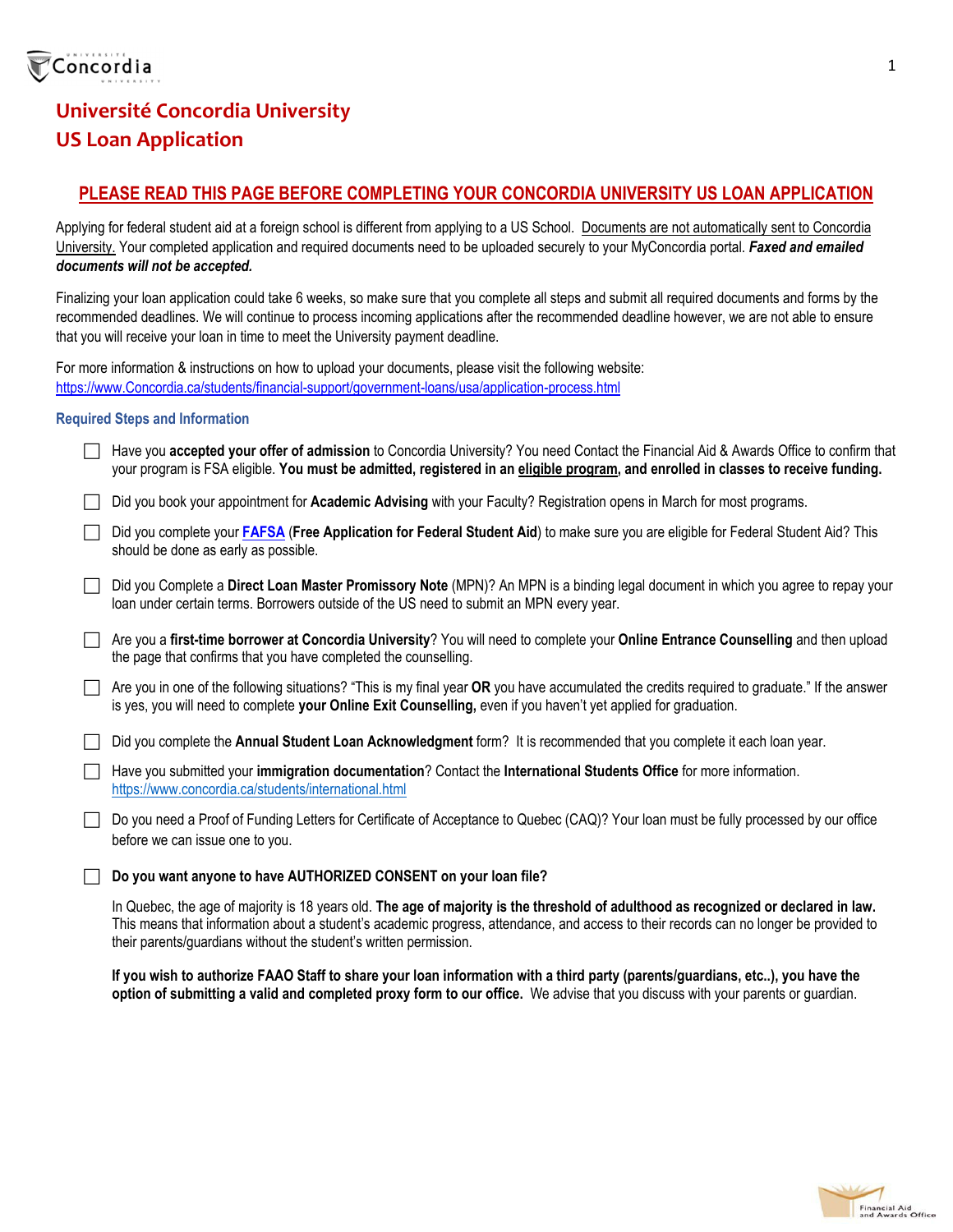# Université Concordia University
# US Loan Application

## PLEASE READ THIS PAGE BEFORE COMPLETING YOUR CONCORDIA UNIVERSITY US LOAN APPLICATION

Applying for federal student aid at a foreign school is different from applying to a US School. Documents are not automatically sent to Concordia University. Your completed application and required documents need to be uploaded securely to your MyConcordia portal. ***Faxed and emailed documents will not be accepted.***

Finalizing your loan application could take 6 weeks, so make sure that you complete all steps and submit all required documents and forms by the recommended deadlines. We will continue to process incoming applications after the recommended deadline however, we are not able to ensure that you will receive your loan in time to meet the University payment deadline.

For more information & instructions on how to upload your documents, please visit the following website:
https://www.Concordia.ca/students/financial-support/government-loans/usa/application-process.html

### Required Steps and Information

- ☐ Have you **accepted your offer of admission** to Concordia University? You need Contact the Financial Aid & Awards Office to confirm that your program is FSA eligible. **You must be admitted, registered in an eligible program, and enrolled in classes to receive funding.**
- ☐ Did you book your appointment for **Academic Advising** with your Faculty? Registration opens in March for most programs.
- ☐ Did you complete your **FAFSA** (**Free Application for Federal Student Aid**) to make sure you are eligible for Federal Student Aid? This should be done as early as possible.
- ☐ Did you Complete a **Direct Loan Master Promissory Note** (MPN)? An MPN is a binding legal document in which you agree to repay your loan under certain terms. Borrowers outside of the US need to submit an MPN every year.
- ☐ Are you a **first-time borrower at Concordia University**? You will need to complete your **Online Entrance Counselling** and then upload the page that confirms that you have completed the counselling.
- ☐ Are you in one of the following situations? "This is my final year **OR** you have accumulated the credits required to graduate." If the answer is yes, you will need to complete **your Online Exit Counselling,** even if you haven't yet applied for graduation.
- ☐ Did you complete the **Annual Student Loan Acknowledgment** form? It is recommended that you complete it each loan year.
- ☐ Have you submitted your **immigration documentation**? Contact the **International Students Office** for more information. https://www.concordia.ca/students/international.html
- ☐ Do you need a Proof of Funding Letters for Certificate of Acceptance to Quebec (CAQ)? Your loan must be fully processed by our office before we can issue one to you.
- ☐ **Do you want anyone to have AUTHORIZED CONSENT on your loan file?**

  In Quebec, the age of majority is 18 years old. **The age of majority is the threshold of adulthood as recognized or declared in law.** This means that information about a student's academic progress, attendance, and access to their records can no longer be provided to their parents/guardians without the student's written permission.

  **If you wish to authorize FAAO Staff to share your loan information with a third party (parents/guardians, etc..), you have the option of submitting a valid and completed proxy form to our office.** We advise that you discuss with your parents or guardian.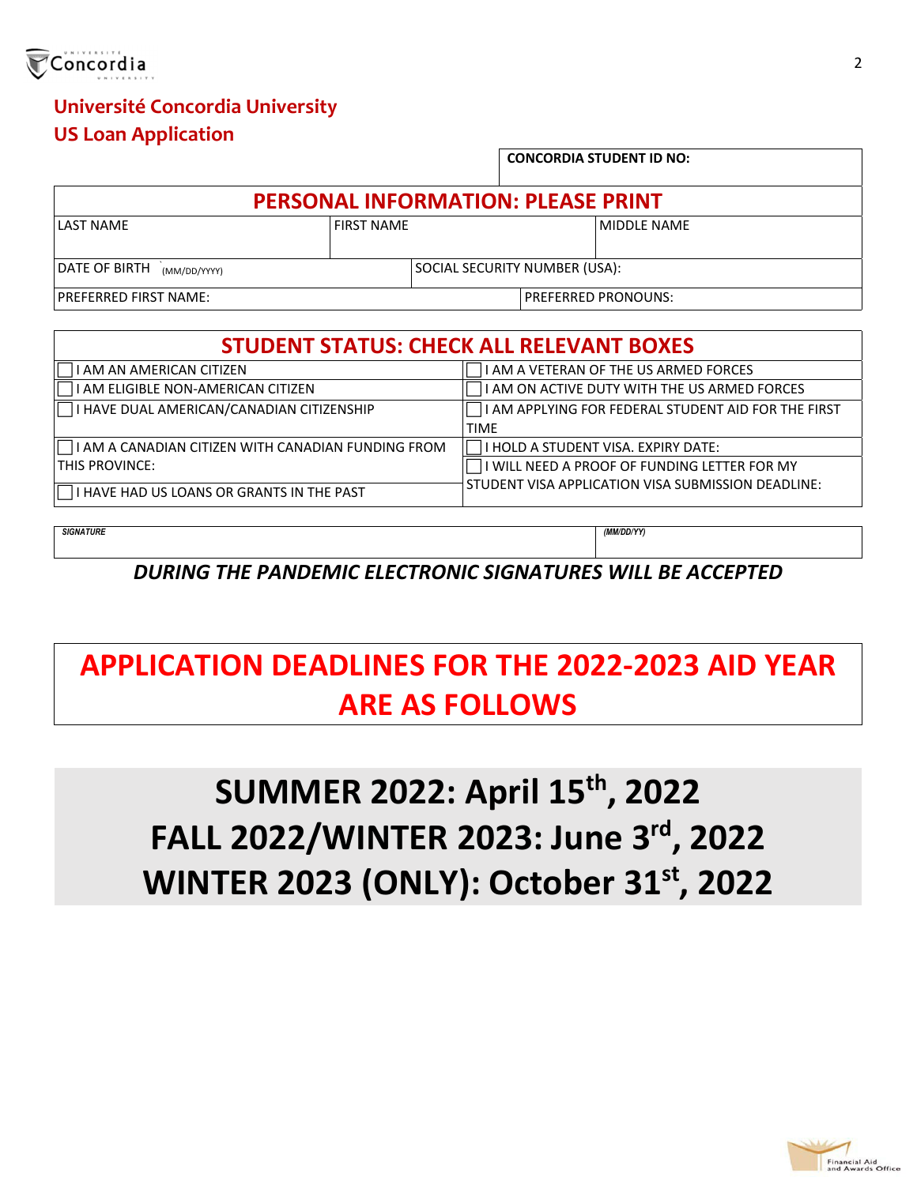# Université Concordia University

## US Loan Application

| CONCORDIA STUDENT ID NO: |
| --- |

### PERSONAL INFORMATION: PLEASE PRINT

| LAST NAME | FIRST NAME | MIDDLE NAME |
| --- | --- | --- |
| DATE OF BIRTH (MM/DD/YYYY) | SOCIAL SECURITY NUMBER (USA): | |
| PREFERRED FIRST NAME: | PREFERRED PRONOUNS: | |

### STUDENT STATUS: CHECK ALL RELEVANT BOXES

| | |
| --- | --- |
| ☐ I AM AN AMERICAN CITIZEN | ☐ I AM A VETERAN OF THE US ARMED FORCES |
| ☐ I AM ELIGIBLE NON-AMERICAN CITIZEN | ☐ I AM ON ACTIVE DUTY WITH THE US ARMED FORCES |
| ☐ I HAVE DUAL AMERICAN/CANADIAN CITIZENSHIP | ☐ I AM APPLYING FOR FEDERAL STUDENT AID FOR THE FIRST TIME |
| ☐ I AM A CANADIAN CITIZEN WITH CANADIAN FUNDING FROM THIS PROVINCE: | ☐ I HOLD A STUDENT VISA. EXPIRY DATE: |
| ☐ I HAVE HAD US LOANS OR GRANTS IN THE PAST | ☐ I WILL NEED A PROOF OF FUNDING LETTER FOR MY STUDENT VISA APPLICATION VISA SUBMISSION DEADLINE: |

| *SIGNATURE* | *(MM/DD/YY)* |
| --- | --- |

***DURING THE PANDEMIC ELECTRONIC SIGNATURES WILL BE ACCEPTED***

## APPLICATION DEADLINES FOR THE 2022-2023 AID YEAR ARE AS FOLLOWS

**SUMMER 2022: April 15th, 2022**

**FALL 2022/WINTER 2023: June 3rd, 2022**

**WINTER 2023 (ONLY): October 31st, 2022**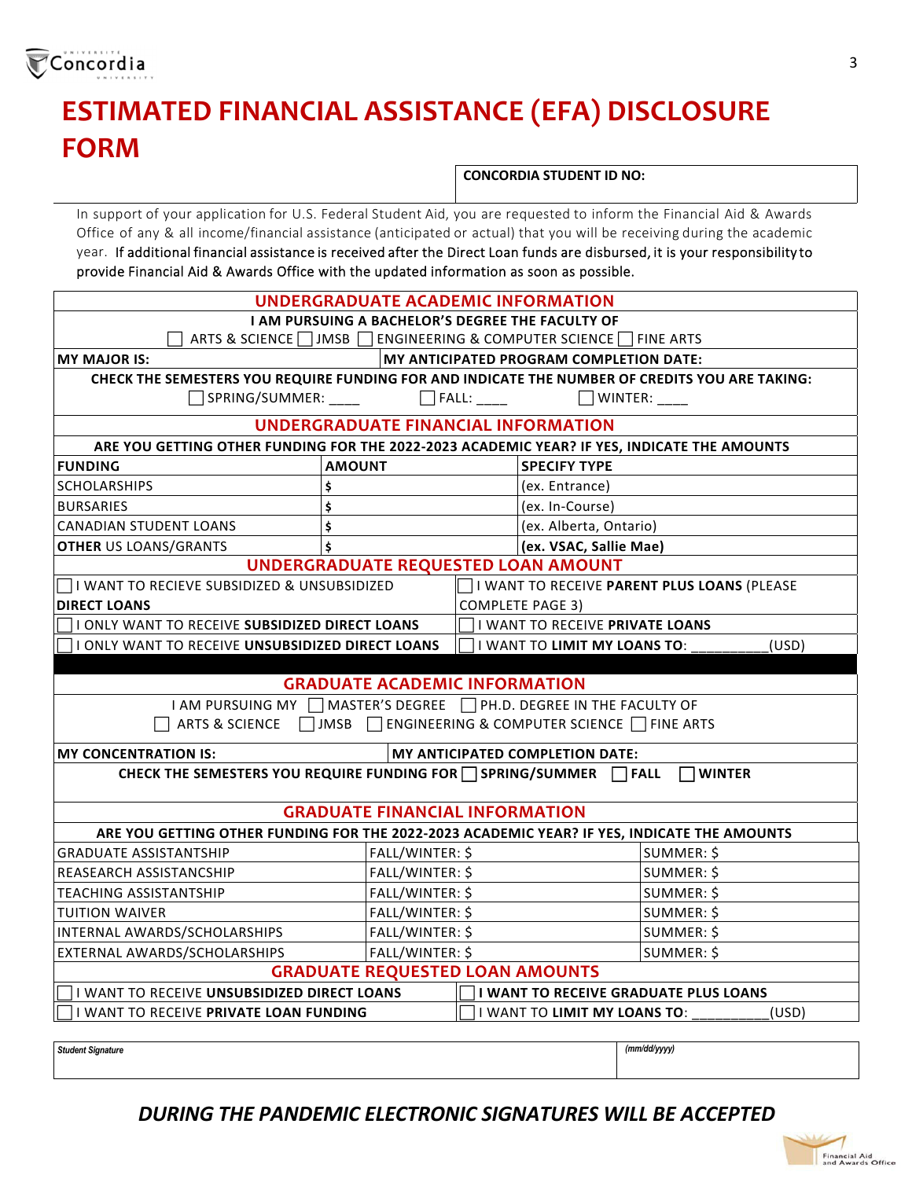# ESTIMATED FINANCIAL ASSISTANCE (EFA) DISCLOSURE FORM

**CONCORDIA STUDENT ID NO:**

In support of your application for U.S. Federal Student Aid, you are requested to inform the Financial Aid & Awards Office of any & all income/financial assistance (anticipated or actual) that you will be receiving during the academic year. If additional financial assistance is received after the Direct Loan funds are disbursed, it is your responsibility to provide Financial Aid & Awards Office with the updated information as soon as possible.

## UNDERGRADUATE ACADEMIC INFORMATION

**I AM PURSUING A BACHELOR'S DEGREE THE FACULTY OF**

☐ ARTS & SCIENCE ☐ JMSB ☐ ENGINEERING & COMPUTER SCIENCE ☐ FINE ARTS

| **MY MAJOR IS:** | **MY ANTICIPATED PROGRAM COMPLETION DATE:** |
|---|---|

**CHECK THE SEMESTERS YOU REQUIRE FUNDING FOR AND INDICATE THE NUMBER OF CREDITS YOU ARE TAKING:**

☐ SPRING/SUMMER: ____ ☐ FALL: ____ ☐ WINTER: ____

## UNDERGRADUATE FINANCIAL INFORMATION

**ARE YOU GETTING OTHER FUNDING FOR THE 2022-2023 ACADEMIC YEAR? IF YES, INDICATE THE AMOUNTS**

| FUNDING | AMOUNT | SPECIFY TYPE |
|---|---|---|
| SCHOLARSHIPS | $ | (ex. Entrance) |
| BURSARIES | $ | (ex. In-Course) |
| CANADIAN STUDENT LOANS | $ | (ex. Alberta, Ontario) |
| OTHER US LOANS/GRANTS | $ | **(ex. VSAC, Sallie Mae)** |

## UNDERGRADUATE REQUESTED LOAN AMOUNT

| | |
|---|---|
| ☐ I WANT TO RECIEVE SUBSIDIZED & UNSUBSIDIZED **DIRECT LOANS** | ☐ I WANT TO RECEIVE **PARENT PLUS LOANS** (PLEASE COMPLETE PAGE 3) |
| ☐ I ONLY WANT TO RECEIVE **SUBSIDIZED DIRECT LOANS** | ☐ I WANT TO RECEIVE **PRIVATE LOANS** |
| ☐ I ONLY WANT TO RECEIVE **UNSUBSIDIZED DIRECT LOANS** | ☐ I WANT TO **LIMIT MY LOANS TO**: __________(USD) |

## GRADUATE ACADEMIC INFORMATION

I AM PURSUING MY ☐ MASTER'S DEGREE ☐ PH.D. DEGREE IN THE FACULTY OF

☐ ARTS & SCIENCE ☐ JMSB ☐ ENGINEERING & COMPUTER SCIENCE ☐ FINE ARTS

| **MY CONCENTRATION IS:** | **MY ANTICIPATED COMPLETION DATE:** |
|---|---|

**CHECK THE SEMESTERS YOU REQUIRE FUNDING FOR** ☐ **SPRING/SUMMER** ☐ **FALL** ☐ **WINTER**

## GRADUATE FINANCIAL INFORMATION

**ARE YOU GETTING OTHER FUNDING FOR THE 2022-2023 ACADEMIC YEAR? IF YES, INDICATE THE AMOUNTS**

| | | |
|---|---|---|
| GRADUATE ASSISTANTSHIP | FALL/WINTER: $ | SUMMER: $ |
| REASEARCH ASSISTANCSHIP | FALL/WINTER: $ | SUMMER: $ |
| TEACHING ASSISTANTSHIP | FALL/WINTER: $ | SUMMER: $ |
| TUITION WAIVER | FALL/WINTER: $ | SUMMER: $ |
| INTERNAL AWARDS/SCHOLARSHIPS | FALL/WINTER: $ | SUMMER: $ |
| EXTERNAL AWARDS/SCHOLARSHIPS | FALL/WINTER: $ | SUMMER: $ |

## GRADUATE REQUESTED LOAN AMOUNTS

| | |
|---|---|
| ☐ I WANT TO RECEIVE **UNSUBSIDIZED DIRECT LOANS** | ☐ **I WANT TO RECEIVE GRADUATE PLUS LOANS** |
| ☐ I WANT TO RECEIVE **PRIVATE LOAN FUNDING** | ☐ I WANT TO **LIMIT MY LOANS TO**: __________(USD) |

| ***Student Signature*** | ***(mm/dd/yyyy)*** |
|---|---|

***DURING THE PANDEMIC ELECTRONIC SIGNATURES WILL BE ACCEPTED***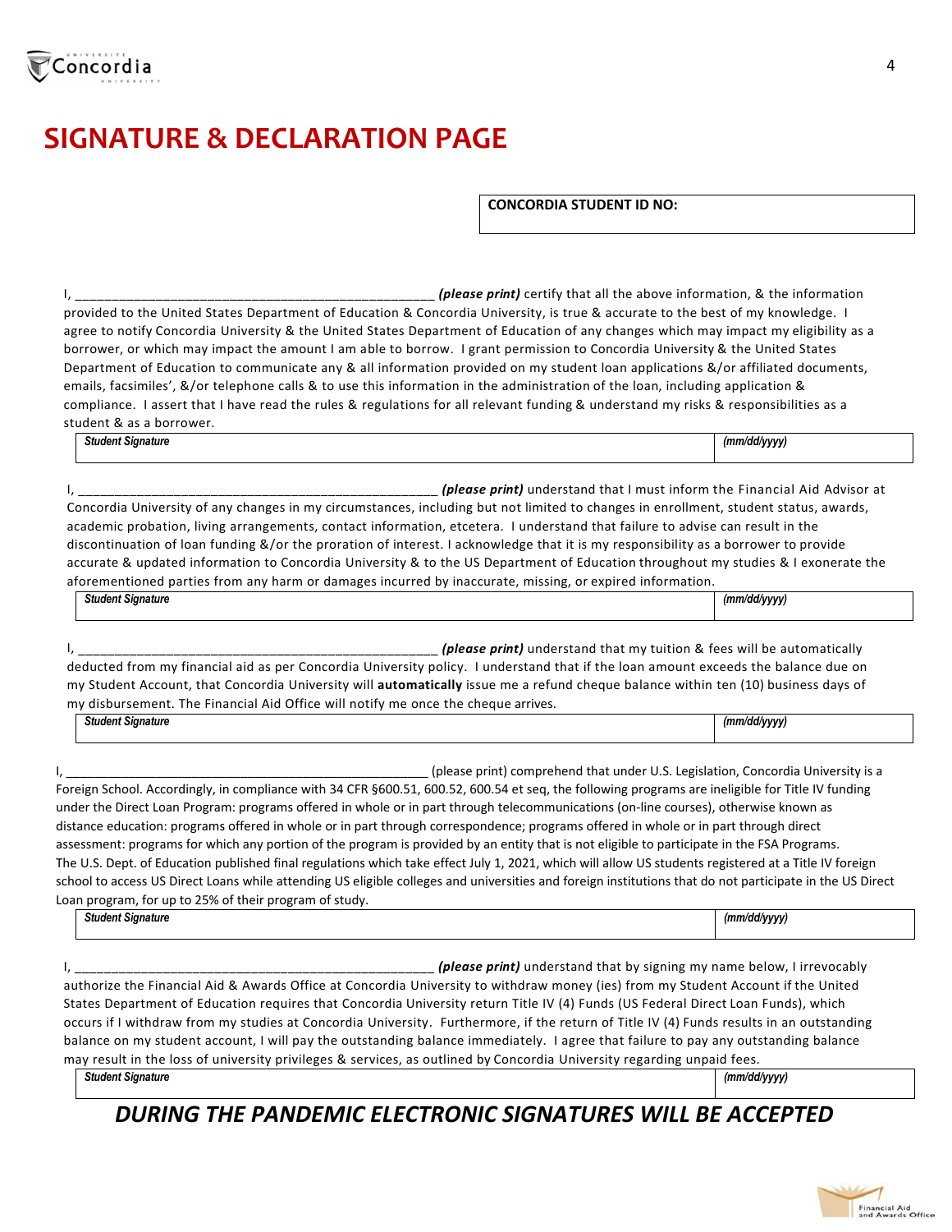# SIGNATURE & DECLARATION PAGE

| CONCORDIA STUDENT ID NO: |
|---|
| |

I, __________________________________________________ ***(please print)*** certify that all the above information, & the information provided to the United States Department of Education & Concordia University, is true & accurate to the best of my knowledge. I agree to notify Concordia University & the United States Department of Education of any changes which may impact my eligibility as a borrower, or which may impact the amount I am able to borrow. I grant permission to Concordia University & the United States Department of Education to communicate any & all information provided on my student loan applications &/or affiliated documents, emails, facsimiles', &/or telephone calls & to use this information in the administration of the loan, including application & compliance. I assert that I have read the rules & regulations for all relevant funding & understand my risks & responsibilities as a student & as a borrower.

| ***Student Signature*** | ***(mm/dd/yyyy)*** |
|---|---|

I, __________________________________________________ ***(please print)*** understand that I must inform the Financial Aid Advisor at Concordia University of any changes in my circumstances, including but not limited to changes in enrollment, student status, awards, academic probation, living arrangements, contact information, etcetera. I understand that failure to advise can result in the discontinuation of loan funding &/or the proration of interest. I acknowledge that it is my responsibility as a borrower to provide accurate & updated information to Concordia University & to the US Department of Education throughout my studies & I exonerate the aforementioned parties from any harm or damages incurred by inaccurate, missing, or expired information.

| ***Student Signature*** | ***(mm/dd/yyyy)*** |
|---|---|

I, __________________________________________________ ***(please print)*** understand that my tuition & fees will be automatically deducted from my financial aid as per Concordia University policy. I understand that if the loan amount exceeds the balance due on my Student Account, that Concordia University will **automatically** issue me a refund cheque balance within ten (10) business days of my disbursement. The Financial Aid Office will notify me once the cheque arrives.

| ***Student Signature*** | ***(mm/dd/yyyy)*** |
|---|---|

I, ____________________________________________________ (please print) comprehend that under U.S. Legislation, Concordia University is a Foreign School. Accordingly, in compliance with 34 CFR §600.51, 600.52, 600.54 et seq, the following programs are ineligible for Title IV funding under the Direct Loan Program: programs offered in whole or in part through telecommunications (on-line courses), otherwise known as distance education: programs offered in whole or in part through correspondence; programs offered in whole or in part through direct assessment: programs for which any portion of the program is provided by an entity that is not eligible to participate in the FSA Programs. The U.S. Dept. of Education published final regulations which take effect July 1, 2021, which will allow US students registered at a Title IV foreign school to access US Direct Loans while attending US eligible colleges and universities and foreign institutions that do not participate in the US Direct Loan program, for up to 25% of their program of study.

| ***Student Signature*** | ***(mm/dd/yyyy)*** |
|---|---|

I, __________________________________________________ ***(please print)*** understand that by signing my name below, I irrevocably authorize the Financial Aid & Awards Office at Concordia University to withdraw money (ies) from my Student Account if the United States Department of Education requires that Concordia University return Title IV (4) Funds (US Federal Direct Loan Funds), which occurs if I withdraw from my studies at Concordia University. Furthermore, if the return of Title IV (4) Funds results in an outstanding balance on my student account, I will pay the outstanding balance immediately. I agree that failure to pay any outstanding balance may result in the loss of university privileges & services, as outlined by Concordia University regarding unpaid fees.

| ***Student Signature*** | ***(mm/dd/yyyy)*** |
|---|---|

***DURING THE PANDEMIC ELECTRONIC SIGNATURES WILL BE ACCEPTED***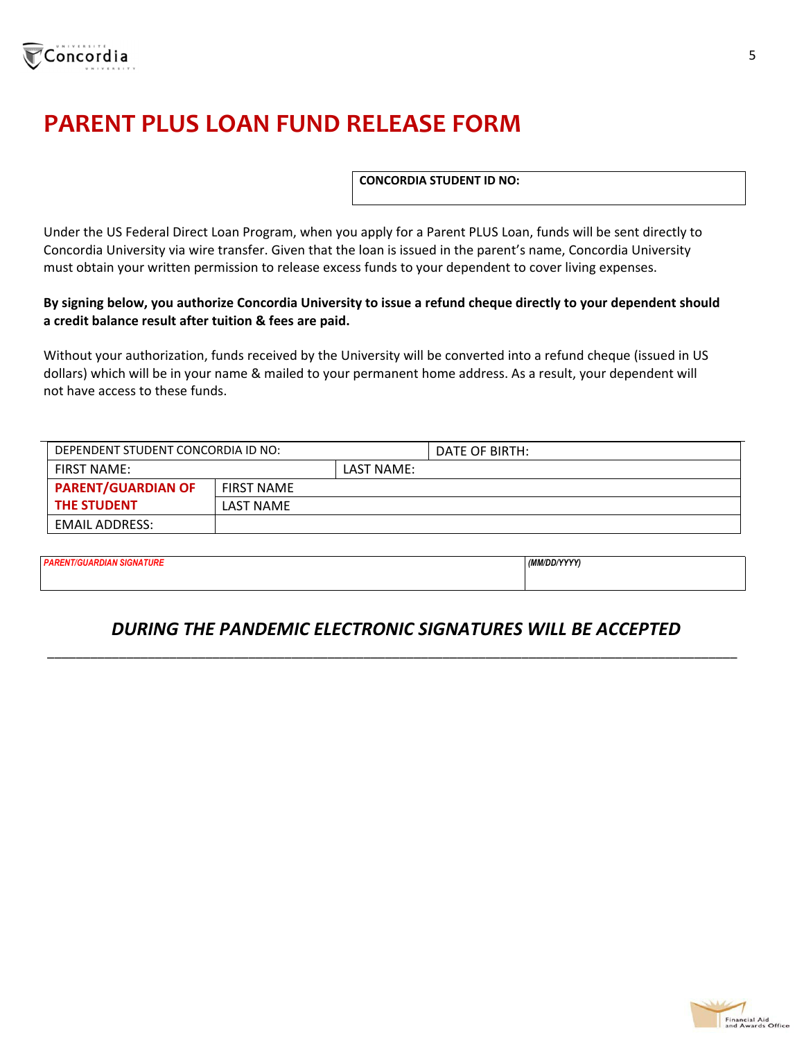# PARENT PLUS LOAN FUND RELEASE FORM

| **CONCORDIA STUDENT ID NO:** |
|---|

Under the US Federal Direct Loan Program, when you apply for a Parent PLUS Loan, funds will be sent directly to Concordia University via wire transfer. Given that the loan is issued in the parent's name, Concordia University must obtain your written permission to release excess funds to your dependent to cover living expenses.

**By signing below, you authorize Concordia University to issue a refund cheque directly to your dependent should a credit balance result after tuition & fees are paid.**

Without your authorization, funds received by the University will be converted into a refund cheque (issued in US dollars) which will be in your name & mailed to your permanent home address. As a result, your dependent will not have access to these funds.

| DEPENDENT STUDENT CONCORDIA ID NO: | | DATE OF BIRTH: |
|---|---|---|
| FIRST NAME: | LAST NAME: | |
| **PARENT/GUARDIAN OF THE STUDENT** | FIRST NAME | |
| | LAST NAME | |
| EMAIL ADDRESS: | | |

| ***PARENT/GUARDIAN SIGNATURE*** | ***(MM/DD/YYYY)*** |
|---|---|

## *DURING THE PANDEMIC ELECTRONIC SIGNATURES WILL BE ACCEPTED*

---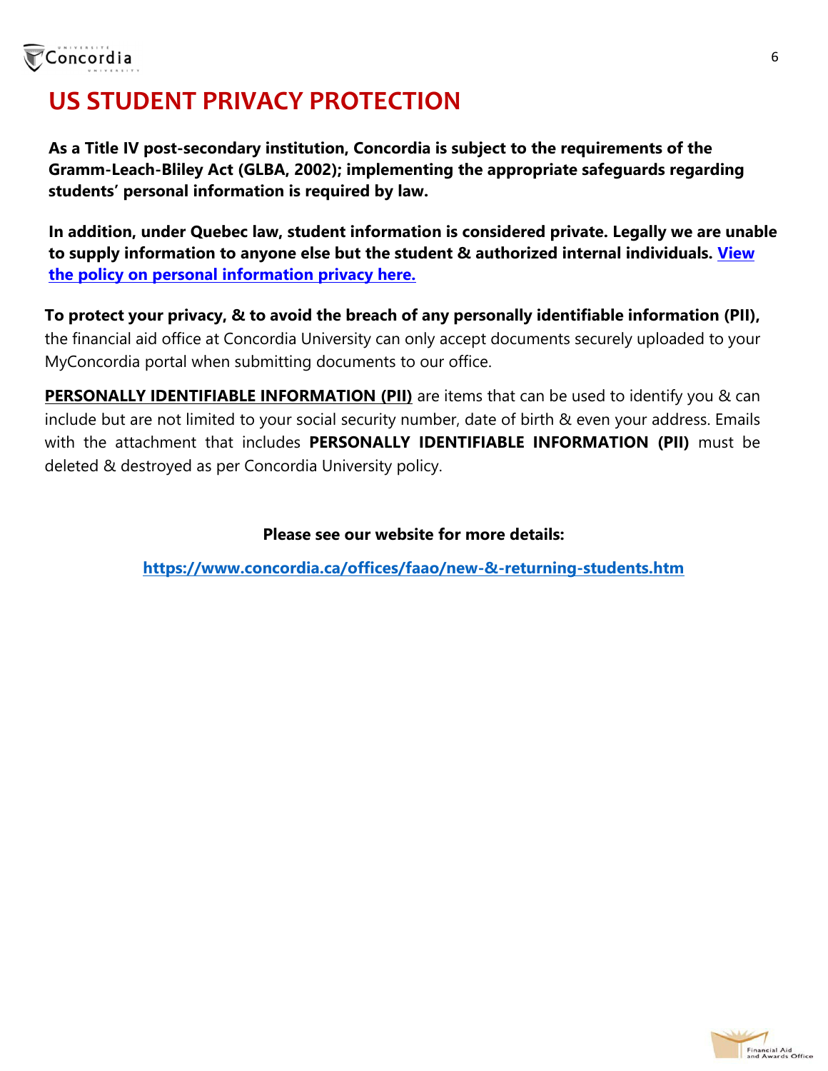# US STUDENT PRIVACY PROTECTION

**As a Title IV post-secondary institution, Concordia is subject to the requirements of the Gramm-Leach-Bliley Act (GLBA, 2002); implementing the appropriate safeguards regarding students' personal information is required by law.**

**In addition, under Quebec law, student information is considered private. Legally we are unable to supply information to anyone else but the student & authorized internal individuals. View the policy on personal information privacy here.**

**To protect your privacy, & to avoid the breach of any personally identifiable information (PII),** the financial aid office at Concordia University can only accept documents securely uploaded to your MyConcordia portal when submitting documents to our office.

**PERSONALLY IDENTIFIABLE INFORMATION (PII)** are items that can be used to identify you & can include but are not limited to your social security number, date of birth & even your address. Emails with the attachment that includes **PERSONALLY IDENTIFIABLE INFORMATION (PII)** must be deleted & destroyed as per Concordia University policy.

**Please see our website for more details:**

**https://www.concordia.ca/offices/faao/new-&-returning-students.htm**